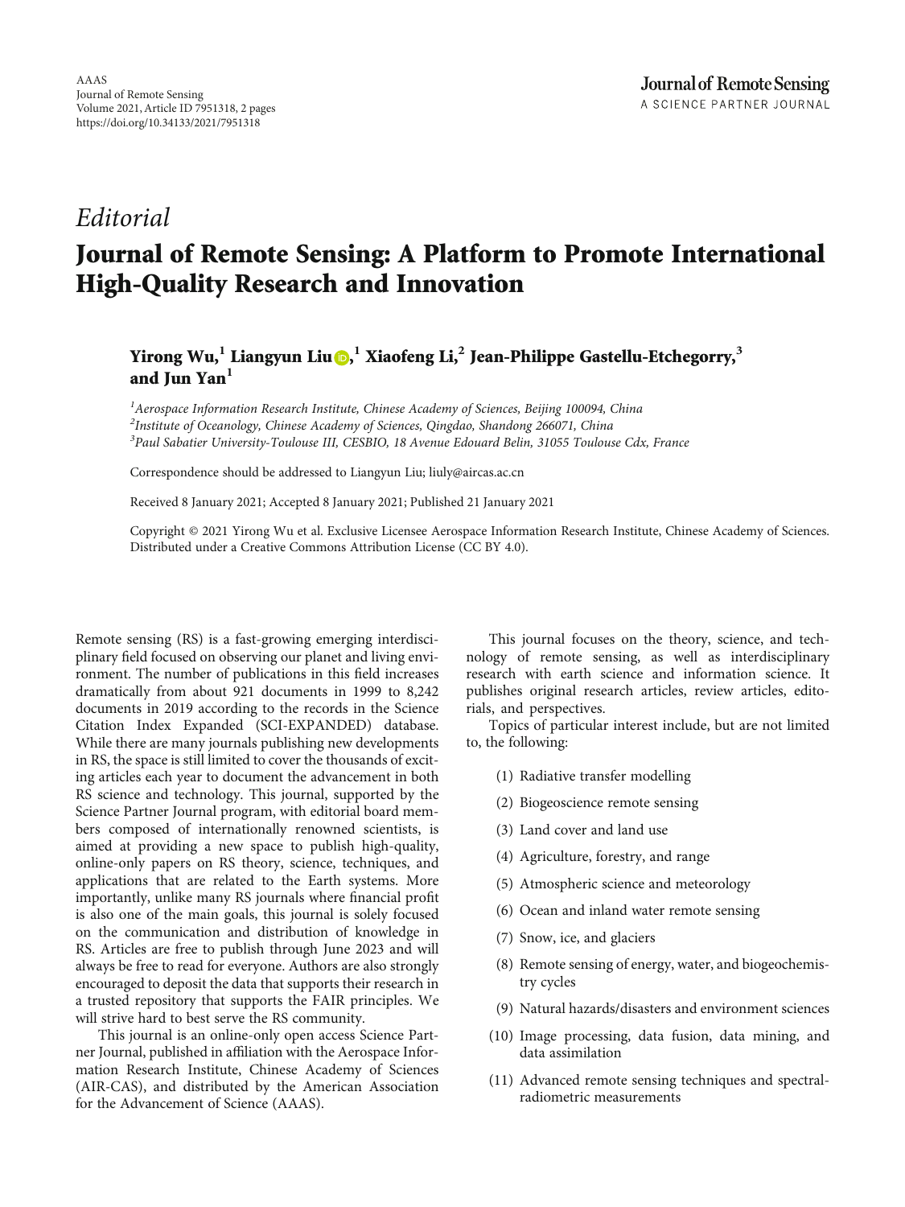*Editorial*

# Journal of Remote Sensing: A Platform to Promote International High-Quality Research and Innovation

**Yirong Wu,[1] Liangyun Liu,[1] Xiaofeng Li,[2] Jean-Philippe Gastellu-Etchegorry,[3] and Jun Yan[1]**

[1] *Aerospace Information Research Institute, Chinese Academy of Sciences, Beijing 100094, China*
[2] *Institute of Oceanology, Chinese Academy of Sciences, Qingdao, Shandong 266071, China*
[3] *Paul Sabatier University-Toulouse III, CESBIO, 18 Avenue Edouard Belin, 31055 Toulouse Cdx, France*

Correspondence should be addressed to Liangyun Liu; liuly@aircas.ac.cn

Received 8 January 2021; Accepted 8 January 2021; Published 21 January 2021

Copyright © 2021 Yirong Wu et al. Exclusive Licensee Aerospace Information Research Institute, Chinese Academy of Sciences. Distributed under a Creative Commons Attribution License (CC BY 4.0).

Remote sensing (RS) is a fast-growing emerging interdisciplinary field focused on observing our planet and living environment. The number of publications in this field increases dramatically from about 921 documents in 1999 to 8,242 documents in 2019 according to the records in the Science Citation Index Expanded (SCI-EXPANDED) database. While there are many journals publishing new developments in RS, the space is still limited to cover the thousands of exciting articles each year to document the advancement in both RS science and technology. This journal, supported by the Science Partner Journal program, with editorial board members composed of internationally renowned scientists, is aimed at providing a new space to publish high-quality, online-only papers on RS theory, science, techniques, and applications that are related to the Earth systems. More importantly, unlike many RS journals where financial profit is also one of the main goals, this journal is solely focused on the communication and distribution of knowledge in RS. Articles are free to publish through June 2023 and will always be free to read for everyone. Authors are also strongly encouraged to deposit the data that supports their research in a trusted repository that supports the FAIR principles. We will strive hard to best serve the RS community.

This journal is an online-only open access Science Partner Journal, published in affiliation with the Aerospace Information Research Institute, Chinese Academy of Sciences (AIR-CAS), and distributed by the American Association for the Advancement of Science (AAAS).

This journal focuses on the theory, science, and technology of remote sensing, as well as interdisciplinary research with earth science and information science. It publishes original research articles, review articles, editorials, and perspectives.

Topics of particular interest include, but are not limited to, the following:

(1) Radiative transfer modelling

(2) Biogeoscience remote sensing

(3) Land cover and land use

(4) Agriculture, forestry, and range

(5) Atmospheric science and meteorology

(6) Ocean and inland water remote sensing

(7) Snow, ice, and glaciers

(8) Remote sensing of energy, water, and biogeochemistry cycles

(9) Natural hazards/disasters and environment sciences

(10) Image processing, data fusion, data mining, and data assimilation

(11) Advanced remote sensing techniques and spectral-radiometric measurements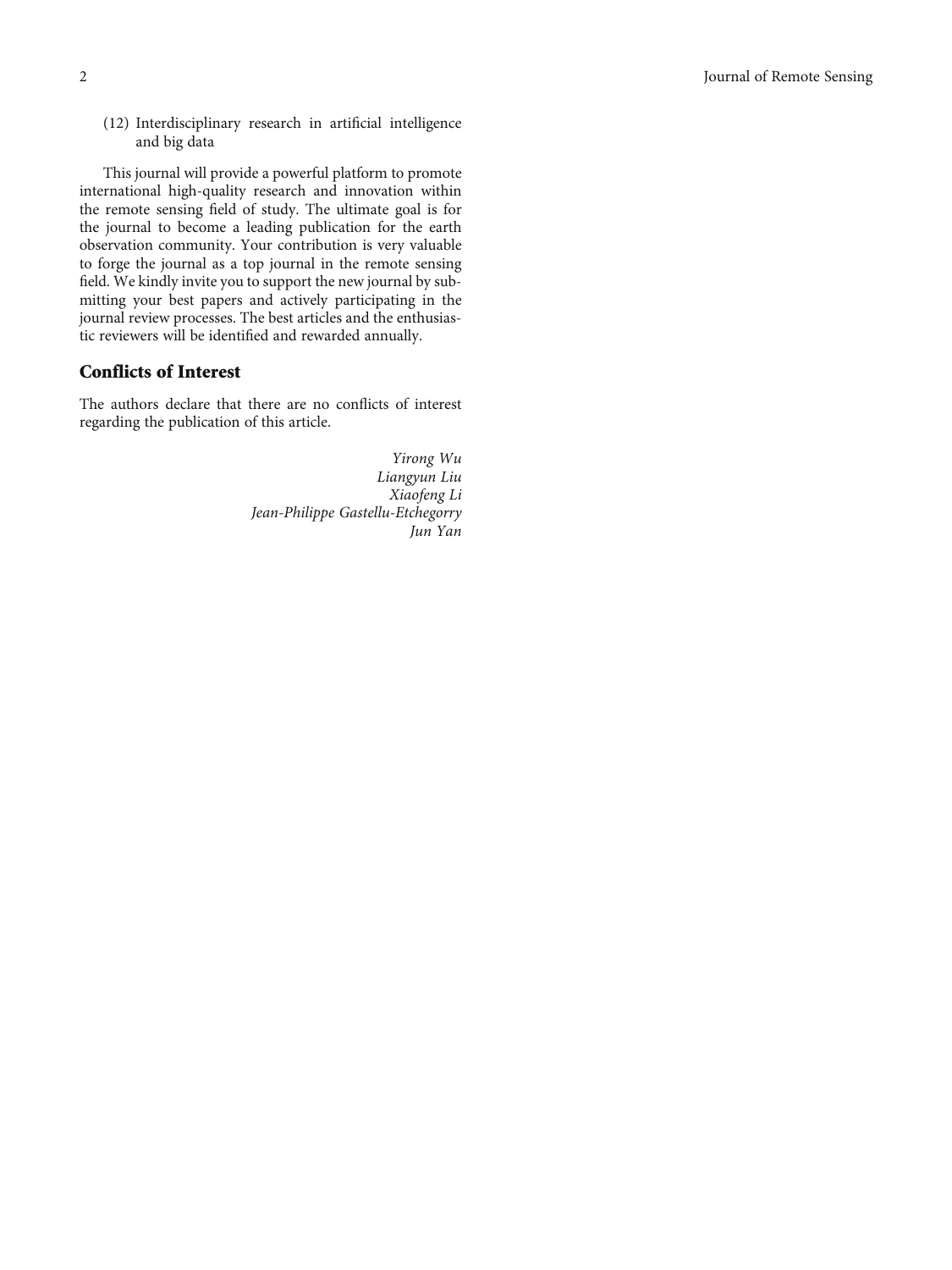(12) Interdisciplinary research in artificial intelligence and big data

This journal will provide a powerful platform to promote international high-quality research and innovation within the remote sensing field of study. The ultimate goal is for the journal to become a leading publication for the earth observation community. Your contribution is very valuable to forge the journal as a top journal in the remote sensing field. We kindly invite you to support the new journal by submitting your best papers and actively participating in the journal review processes. The best articles and the enthusiastic reviewers will be identified and rewarded annually.

## Conflicts of Interest

The authors declare that there are no conflicts of interest regarding the publication of this article.

*Yirong Wu*
*Liangyun Liu*
*Xiaofeng Li*
*Jean-Philippe Gastellu-Etchegorry*
*Jun Yan*